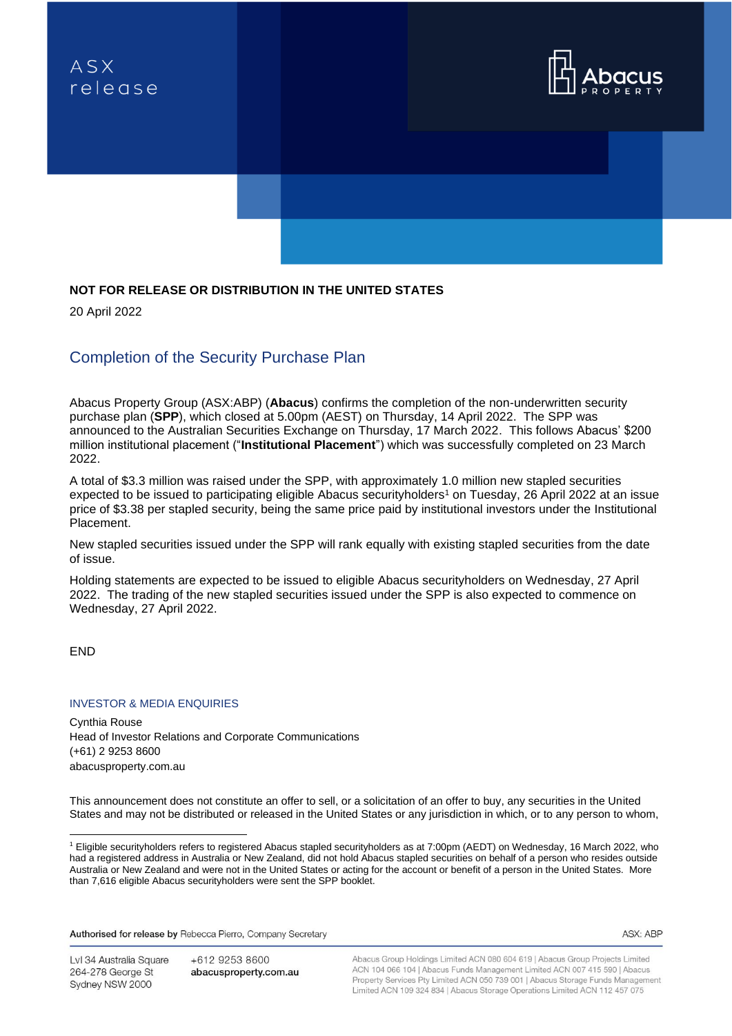ASX release

Abacus PROPERTY

**NOT FOR RELEASE OR DISTRIBUTION IN THE UNITED STATES**

20 April 2022

## Completion of the Security Purchase Plan

Abacus Property Group (ASX:ABP) (**Abacus**) confirms the completion of the non-underwritten security purchase plan (**SPP**), which closed at 5.00pm (AEST) on Thursday, 14 April 2022. The SPP was announced to the Australian Securities Exchange on Thursday, 17 March 2022. This follows Abacus' $200 million institutional placement ("**Institutional Placement**") which was successfully completed on 23 March 2022.

A total of $3.3 million was raised under the SPP, with approximately 1.0 million new stapled securities expected to be issued to participating eligible Abacus securityholders[1] on Tuesday, 26 April 2022 at an issue price of $3.38 per stapled security, being the same price paid by institutional investors under the Institutional Placement.

New stapled securities issued under the SPP will rank equally with existing stapled securities from the date of issue.

Holding statements are expected to be issued to eligible Abacus securityholders on Wednesday, 27 April 2022. The trading of the new stapled securities issued under the SPP is also expected to commence on Wednesday, 27 April 2022.

END

### INVESTOR & MEDIA ENQUIRIES

Cynthia Rouse
Head of Investor Relations and Corporate Communications
(+61) 2 9253 8600
abacusproperty.com.au

This announcement does not constitute an offer to sell, or a solicitation of an offer to buy, any securities in the United States and may not be distributed or released in the United States or any jurisdiction in which, or to any person to whom,

[1] Eligible securityholders refers to registered Abacus stapled securityholders as at 7:00pm (AEDT) on Wednesday, 16 March 2022, who had a registered address in Australia or New Zealand, did not hold Abacus stapled securities on behalf of a person who resides outside Australia or New Zealand and were not in the United States or acting for the account or benefit of a person in the United States. More than 7,616 eligible Abacus securityholders were sent the SPP booklet.

**Authorised for release by** Rebecca Pierro, Company Secretary

ASX: ABP

Lvl 34 Australia Square
264-278 George St
Sydney NSW 2000

+612 9253 8600
**abacusproperty.com.au**

Abacus Group Holdings Limited ACN 080 604 619 | Abacus Group Projects Limited ACN 104 066 104 | Abacus Funds Management Limited ACN 007 415 590 | Abacus Property Services Pty Limited ACN 050 739 001 | Abacus Storage Funds Management Limited ACN 109 324 834 | Abacus Storage Operations Limited ACN 112 457 075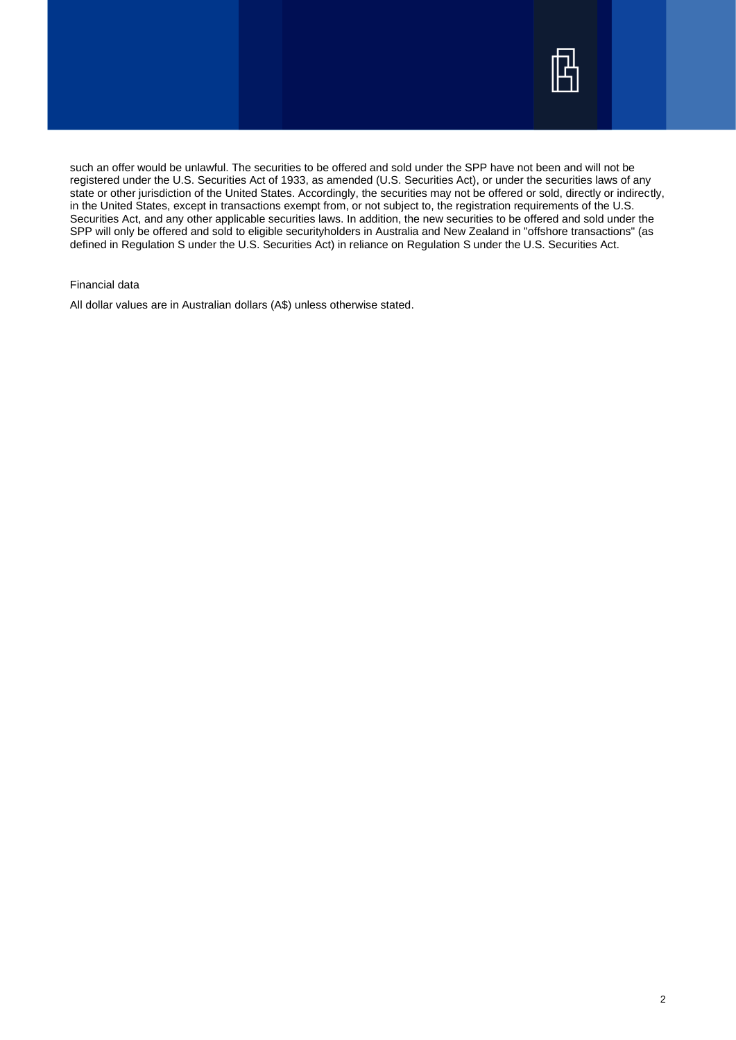such an offer would be unlawful. The securities to be offered and sold under the SPP have not been and will not be registered under the U.S. Securities Act of 1933, as amended (U.S. Securities Act), or under the securities laws of any state or other jurisdiction of the United States. Accordingly, the securities may not be offered or sold, directly or indirectly, in the United States, except in transactions exempt from, or not subject to, the registration requirements of the U.S. Securities Act, and any other applicable securities laws. In addition, the new securities to be offered and sold under the SPP will only be offered and sold to eligible securityholders in Australia and New Zealand in "offshore transactions" (as defined in Regulation S under the U.S. Securities Act) in reliance on Regulation S under the U.S. Securities Act.

Financial data

All dollar values are in Australian dollars (A$) unless otherwise stated.